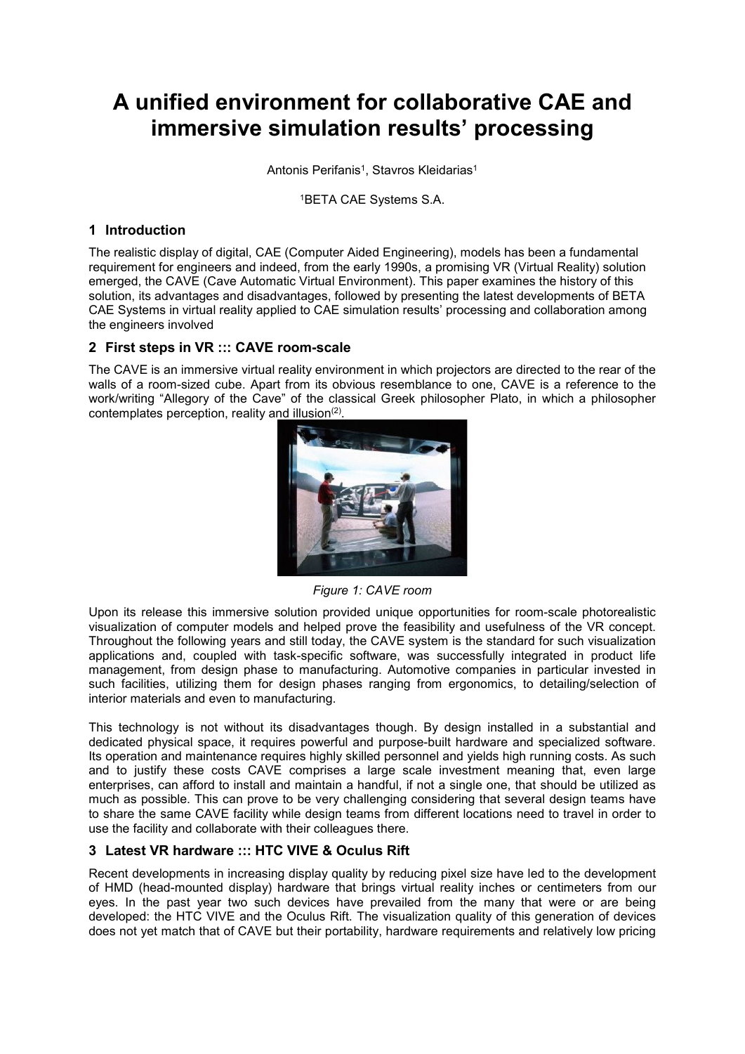# A unified environment for collaborative CAE and immersive simulation results' processing

Antonis Perifanis[1], Stavros Kleidarias[1]

[1]BETA CAE Systems S.A.

## 1 Introduction

The realistic display of digital, CAE (Computer Aided Engineering), models has been a fundamental requirement for engineers and indeed, from the early 1990s, a promising VR (Virtual Reality) solution emerged, the CAVE (Cave Automatic Virtual Environment). This paper examines the history of this solution, its advantages and disadvantages, followed by presenting the latest developments of BETA CAE Systems in virtual reality applied to CAE simulation results' processing and collaboration among the engineers involved

## 2 First steps in VR ::: CAVE room-scale

The CAVE is an immersive virtual reality environment in which projectors are directed to the rear of the walls of a room-sized cube. Apart from its obvious resemblance to one, CAVE is a reference to the work/writing "Allegory of the Cave" of the classical Greek philosopher Plato, in which a philosopher contemplates perception, reality and illusion(2).

*Figure 1: CAVE room*

Upon its release this immersive solution provided unique opportunities for room-scale photorealistic visualization of computer models and helped prove the feasibility and usefulness of the VR concept. Throughout the following years and still today, the CAVE system is the standard for such visualization applications and, coupled with task-specific software, was successfully integrated in product life management, from design phase to manufacturing. Automotive companies in particular invested in such facilities, utilizing them for design phases ranging from ergonomics, to detailing/selection of interior materials and even to manufacturing.

This technology is not without its disadvantages though. By design installed in a substantial and dedicated physical space, it requires powerful and purpose-built hardware and specialized software. Its operation and maintenance requires highly skilled personnel and yields high running costs. As such and to justify these costs CAVE comprises a large scale investment meaning that, even large enterprises, can afford to install and maintain a handful, if not a single one, that should be utilized as much as possible. This can prove to be very challenging considering that several design teams have to share the same CAVE facility while design teams from different locations need to travel in order to use the facility and collaborate with their colleagues there.

## 3 Latest VR hardware ::: HTC VIVE & Oculus Rift

Recent developments in increasing display quality by reducing pixel size have led to the development of HMD (head-mounted display) hardware that brings virtual reality inches or centimeters from our eyes. In the past year two such devices have prevailed from the many that were or are being developed: the HTC VIVE and the Oculus Rift. The visualization quality of this generation of devices does not yet match that of CAVE but their portability, hardware requirements and relatively low pricing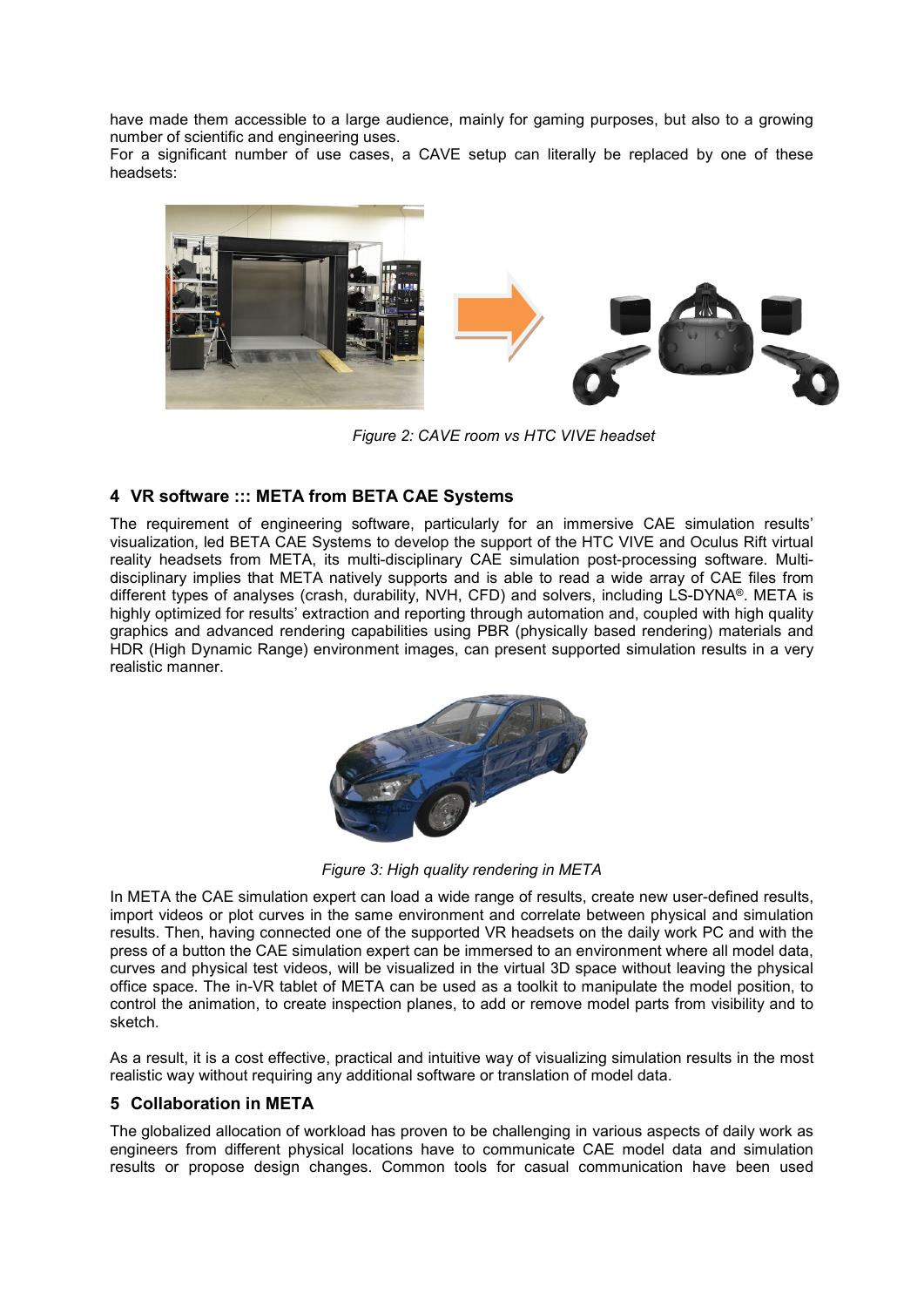have made them accessible to a large audience, mainly for gaming purposes, but also to a growing number of scientific and engineering uses.
For a significant number of use cases, a CAVE setup can literally be replaced by one of these headsets:

*Figure 2: CAVE room vs HTC VIVE headset*

## 4 VR software ::: META from BETA CAE Systems

The requirement of engineering software, particularly for an immersive CAE simulation results' visualization, led BETA CAE Systems to develop the support of the HTC VIVE and Oculus Rift virtual reality headsets from META, its multi-disciplinary CAE simulation post-processing software. Multi-disciplinary implies that META natively supports and is able to read a wide array of CAE files from different types of analyses (crash, durability, NVH, CFD) and solvers, including LS-DYNA®. META is highly optimized for results' extraction and reporting through automation and, coupled with high quality graphics and advanced rendering capabilities using PBR (physically based rendering) materials and HDR (High Dynamic Range) environment images, can present supported simulation results in a very realistic manner.

*Figure 3: High quality rendering in META*

In META the CAE simulation expert can load a wide range of results, create new user-defined results, import videos or plot curves in the same environment and correlate between physical and simulation results. Then, having connected one of the supported VR headsets on the daily work PC and with the press of a button the CAE simulation expert can be immersed to an environment where all model data, curves and physical test videos, will be visualized in the virtual 3D space without leaving the physical office space. The in-VR tablet of META can be used as a toolkit to manipulate the model position, to control the animation, to create inspection planes, to add or remove model parts from visibility and to sketch.

As a result, it is a cost effective, practical and intuitive way of visualizing simulation results in the most realistic way without requiring any additional software or translation of model data.

## 5 Collaboration in META

The globalized allocation of workload has proven to be challenging in various aspects of daily work as engineers from different physical locations have to communicate CAE model data and simulation results or propose design changes. Common tools for casual communication have been used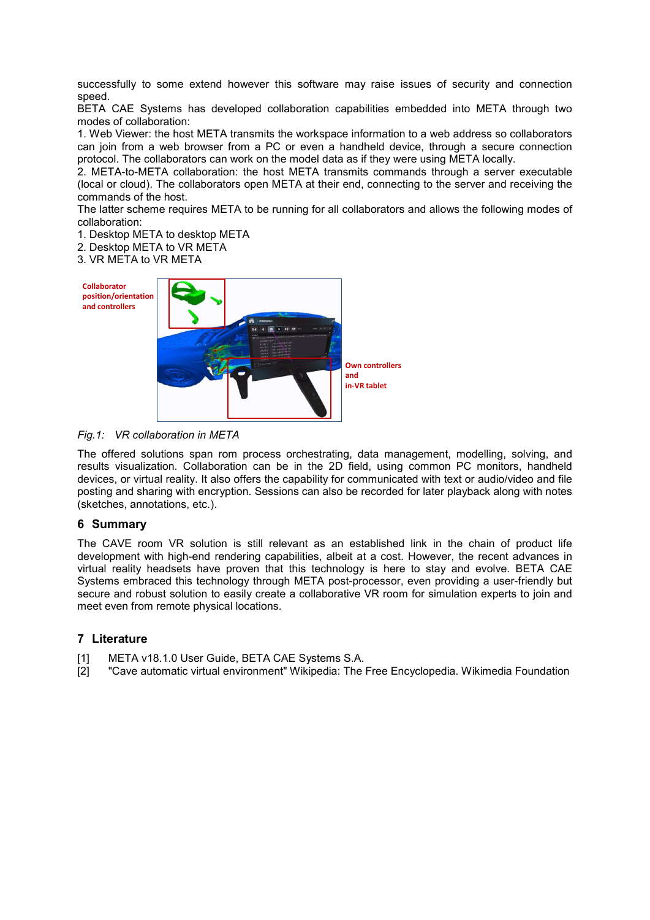successfully to some extend however this software may raise issues of security and connection speed.

BETA CAE Systems has developed collaboration capabilities embedded into META through two modes of collaboration:

1. Web Viewer: the host META transmits the workspace information to a web address so collaborators can join from a web browser from a PC or even a handheld device, through a secure connection protocol. The collaborators can work on the model data as if they were using META locally.
2. META-to-META collaboration: the host META transmits commands through a server executable (local or cloud). The collaborators open META at their end, connecting to the server and receiving the commands of the host.

The latter scheme requires META to be running for all collaborators and allows the following modes of collaboration:

1. Desktop META to desktop META
2. Desktop META to VR META
3. VR META to VR META

Collaborator position/orientation and controllers

Own controllers and in-VR tablet

*Fig.1: VR collaboration in META*

The offered solutions span rom process orchestrating, data management, modelling, solving, and results visualization. Collaboration can be in the 2D field, using common PC monitors, handheld devices, or virtual reality. It also offers the capability for communicated with text or audio/video and file posting and sharing with encryption. Sessions can also be recorded for later playback along with notes (sketches, annotations, etc.).

## 6 Summary

The CAVE room VR solution is still relevant as an established link in the chain of product life development with high-end rendering capabilities, albeit at a cost. However, the recent advances in virtual reality headsets have proven that this technology is here to stay and evolve. BETA CAE Systems embraced this technology through META post-processor, even providing a user-friendly but secure and robust solution to easily create a collaborative VR room for simulation experts to join and meet even from remote physical locations.

## 7 Literature

[1] META v18.1.0 User Guide, BETA CAE Systems S.A.

[2] "Cave automatic virtual environment" Wikipedia: The Free Encyclopedia. Wikimedia Foundation